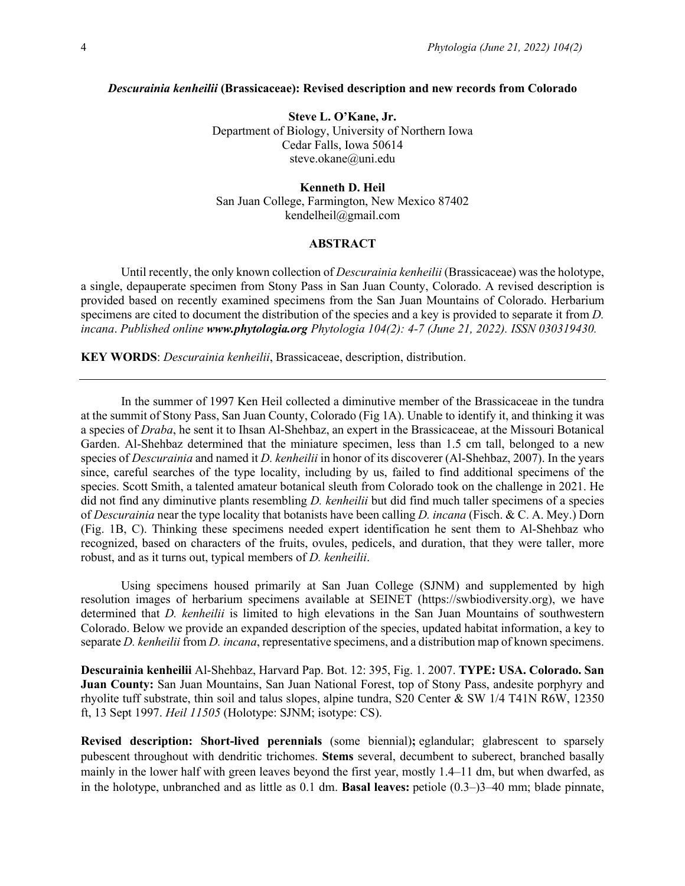## *Descurainia kenheilii* (Brassicaceae): Revised description and new records from Colorado

**Steve L. O'Kane, Jr.**
Department of Biology, University of Northern Iowa
Cedar Falls, Iowa 50614
steve.okane@uni.edu

**Kenneth D. Heil**
San Juan College, Farmington, New Mexico 87402
kendelheil@gmail.com

### ABSTRACT

Until recently, the only known collection of *Descurainia kenheilii* (Brassicaceae) was the holotype, a single, depauperate specimen from Stony Pass in San Juan County, Colorado. A revised description is provided based on recently examined specimens from the San Juan Mountains of Colorado. Herbarium specimens are cited to document the distribution of the species and a key is provided to separate it from *D. incana*. *Published online **www.phytologia.org** Phytologia 104(2): 4-7 (June 21, 2022). ISSN 030319430.*

**KEY WORDS**: *Descurainia kenheilii*, Brassicaceae, description, distribution.

---

In the summer of 1997 Ken Heil collected a diminutive member of the Brassicaceae in the tundra at the summit of Stony Pass, San Juan County, Colorado (Fig 1A). Unable to identify it, and thinking it was a species of *Draba*, he sent it to Ihsan Al-Shehbaz, an expert in the Brassicaceae, at the Missouri Botanical Garden. Al-Shehbaz determined that the miniature specimen, less than 1.5 cm tall, belonged to a new species of *Descurainia* and named it *D. kenheilii* in honor of its discoverer (Al-Shehbaz, 2007). In the years since, careful searches of the type locality, including by us, failed to find additional specimens of the species. Scott Smith, a talented amateur botanical sleuth from Colorado took on the challenge in 2021. He did not find any diminutive plants resembling *D. kenheilii* but did find much taller specimens of a species of *Descurainia* near the type locality that botanists have been calling *D. incana* (Fisch. & C. A. Mey.) Dorn (Fig. 1B, C). Thinking these specimens needed expert identification he sent them to Al-Shehbaz who recognized, based on characters of the fruits, ovules, pedicels, and duration, that they were taller, more robust, and as it turns out, typical members of *D. kenheilii*.

Using specimens housed primarily at San Juan College (SJNM) and supplemented by high resolution images of herbarium specimens available at SEINET (https://swbiodiversity.org), we have determined that *D. kenheilii* is limited to high elevations in the San Juan Mountains of southwestern Colorado. Below we provide an expanded description of the species, updated habitat information, a key to separate *D. kenheilii* from *D. incana*, representative specimens, and a distribution map of known specimens.

**Descurainia kenheilii** Al-Shehbaz, Harvard Pap. Bot. 12: 395, Fig. 1. 2007. **TYPE: USA. Colorado. San Juan County:** San Juan Mountains, San Juan National Forest, top of Stony Pass, andesite porphyry and rhyolite tuff substrate, thin soil and talus slopes, alpine tundra, S20 Center & SW 1/4 T41N R6W, 12350 ft, 13 Sept 1997. *Heil 11505* (Holotype: SJNM; isotype: CS).

**Revised description: Short-lived perennials** (some biennial)**;** eglandular; glabrescent to sparsely pubescent throughout with dendritic trichomes. **Stems** several, decumbent to suberect, branched basally mainly in the lower half with green leaves beyond the first year, mostly 1.4–11 dm, but when dwarfed, as in the holotype, unbranched and as little as 0.1 dm. **Basal leaves:** petiole (0.3–)3–40 mm; blade pinnate,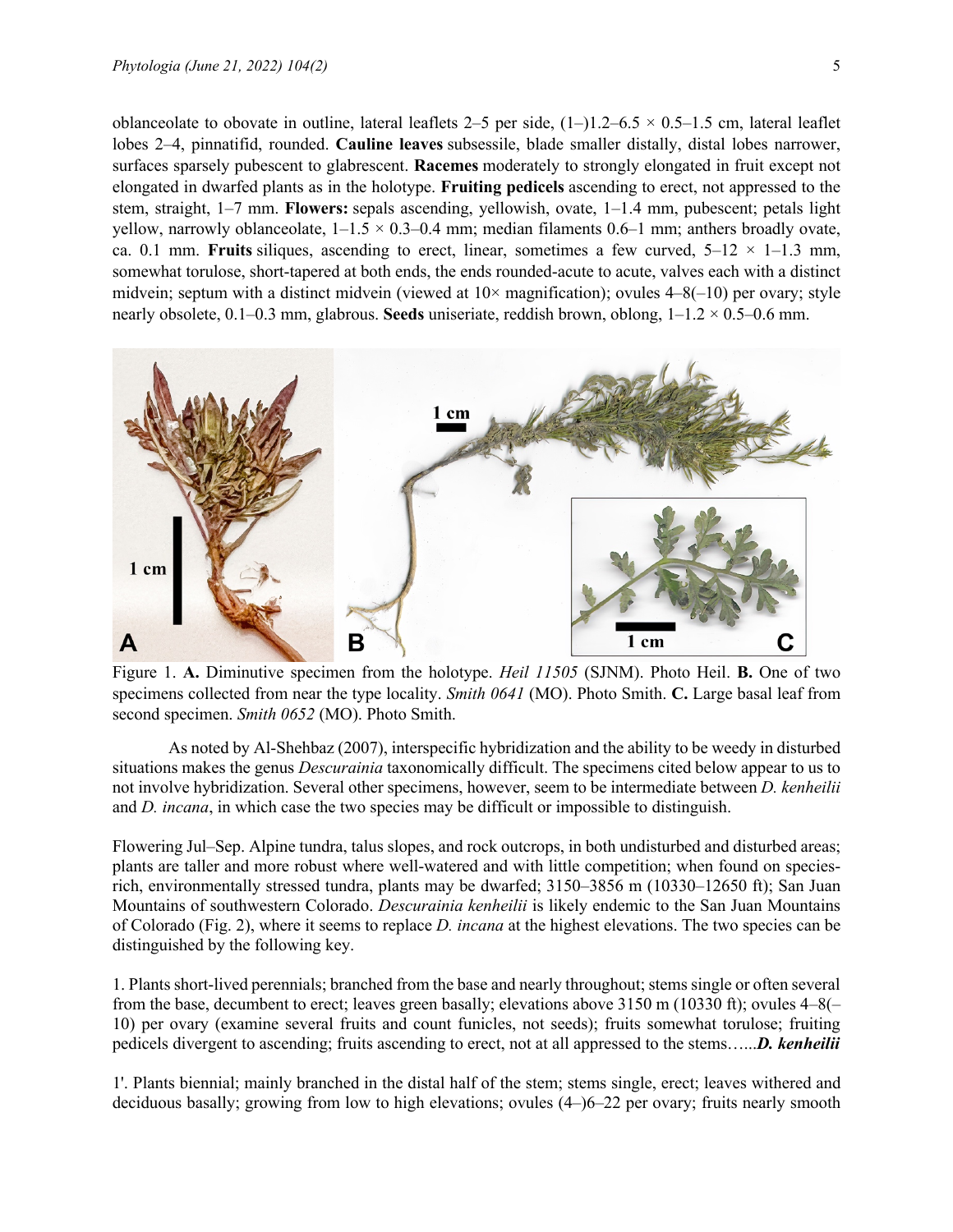oblanceolate to obovate in outline, lateral leaflets 2–5 per side, (1–)1.2–6.5 × 0.5–1.5 cm, lateral leaflet lobes 2–4, pinnatifid, rounded. **Cauline leaves** subsessile, blade smaller distally, distal lobes narrower, surfaces sparsely pubescent to glabrescent. **Racemes** moderately to strongly elongated in fruit except not elongated in dwarfed plants as in the holotype. **Fruiting pedicels** ascending to erect, not appressed to the stem, straight, 1–7 mm. **Flowers:** sepals ascending, yellowish, ovate, 1–1.4 mm, pubescent; petals light yellow, narrowly oblanceolate, 1–1.5 × 0.3–0.4 mm; median filaments 0.6–1 mm; anthers broadly ovate, ca. 0.1 mm. **Fruits** siliques, ascending to erect, linear, sometimes a few curved, 5–12 × 1–1.3 mm, somewhat torulose, short-tapered at both ends, the ends rounded-acute to acute, valves each with a distinct midvein; septum with a distinct midvein (viewed at 10× magnification); ovules 4–8(–10) per ovary; style nearly obsolete, 0.1–0.3 mm, glabrous. **Seeds** uniseriate, reddish brown, oblong, 1–1.2 × 0.5–0.6 mm.

Figure 1. **A.** Diminutive specimen from the holotype. *Heil 11505* (SJNM). Photo Heil. **B.** One of two specimens collected from near the type locality. *Smith 0641* (MO). Photo Smith. **C.** Large basal leaf from second specimen. *Smith 0652* (MO). Photo Smith.

As noted by Al-Shehbaz (2007), interspecific hybridization and the ability to be weedy in disturbed situations makes the genus *Descurainia* taxonomically difficult. The specimens cited below appear to us to not involve hybridization. Several other specimens, however, seem to be intermediate between *D. kenheilii* and *D. incana*, in which case the two species may be difficult or impossible to distinguish.

Flowering Jul–Sep. Alpine tundra, talus slopes, and rock outcrops, in both undisturbed and disturbed areas; plants are taller and more robust where well-watered and with little competition; when found on species-rich, environmentally stressed tundra, plants may be dwarfed; 3150–3856 m (10330–12650 ft); San Juan Mountains of southwestern Colorado. *Descurainia kenheilii* is likely endemic to the San Juan Mountains of Colorado (Fig. 2), where it seems to replace *D. incana* at the highest elevations. The two species can be distinguished by the following key.

1. Plants short-lived perennials; branched from the base and nearly throughout; stems single or often several from the base, decumbent to erect; leaves green basally; elevations above 3150 m (10330 ft); ovules 4–8(–10) per ovary (examine several fruits and count funicles, not seeds); fruits somewhat torulose; fruiting pedicels divergent to ascending; fruits ascending to erect, not at all appressed to the stems…...***D. kenheilii***

1'. Plants biennial; mainly branched in the distal half of the stem; stems single, erect; leaves withered and deciduous basally; growing from low to high elevations; ovules (4–)6–22 per ovary; fruits nearly smooth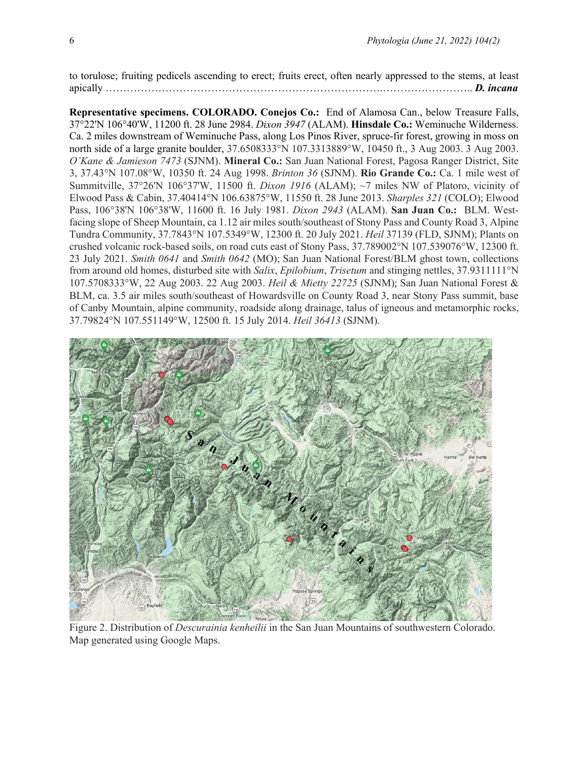to torulose; fruiting pedicels ascending to erect; fruits erect, often nearly appressed to the stems, at least apically ……………………………………………………………………….…………………….. ***D. incana***

**Representative specimens. COLORADO. Conejos Co.:** End of Alamosa Can., below Treasure Falls, 37°22'N 106°40'W, 11200 ft. 28 June 2984. *Dixon 3947* (ALAM). **Hinsdale Co.:** Weminuche Wilderness. Ca. 2 miles downstream of Weminuche Pass, along Los Pinos River, spruce-fir forest, growing in moss on north side of a large granite boulder, 37.6508333°N 107.3313889°W, 10450 ft., 3 Aug 2003. 3 Aug 2003. *O'Kane & Jamieson 7473* (SJNM). **Mineral Co.:** San Juan National Forest, Pagosa Ranger District, Site 3, 37.43°N 107.08°W, 10350 ft. 24 Aug 1998. *Brinton 36* (SJNM). **Rio Grande Co.:** Ca. 1 mile west of Summitville, 37°26'N 106°37'W, 11500 ft. *Dixon 1916* (ALAM); ~7 miles NW of Platoro, vicinity of Elwood Pass & Cabin, 37.40414°N 106.63875°W, 11550 ft. 28 June 2013. *Sharples 321* (COLO); Elwood Pass, 106°38'N 106°38'W, 11600 ft. 16 July 1981. *Dixon 2943* (ALAM). **San Juan Co.:** BLM. West-facing slope of Sheep Mountain, ca 1.12 air miles south/southeast of Stony Pass and County Road 3, Alpine Tundra Community, 37.7843°N 107.5349°W, 12300 ft. 20 July 2021. *Heil* 37139 (FLD, SJNM); Plants on crushed volcanic rock-based soils, on road cuts east of Stony Pass, 37.789002°N 107.539076°W, 12300 ft. 23 July 2021. *Smith 0641* and *Smith 0642* (MO); San Juan National Forest/BLM ghost town, collections from around old homes, disturbed site with *Salix*, *Epilobium*, *Trisetum* and stinging nettles, 37.9311111°N 107.5708333°W, 22 Aug 2003. 22 Aug 2003. *Heil & Mietty 22725* (SJNM)*;* San Juan National Forest & BLM, ca. 3.5 air miles south/southeast of Howardsville on County Road 3, near Stony Pass summit, base of Canby Mountain, alpine community, roadside along drainage, talus of igneous and metamorphic rocks, 37.79824°N 107.551149°W, 12500 ft. 15 July 2014. *Heil 36413* (SJNM).

Figure 2. Distribution of *Descurainia kenheilii* in the San Juan Mountains of southwestern Colorado. Map generated using Google Maps.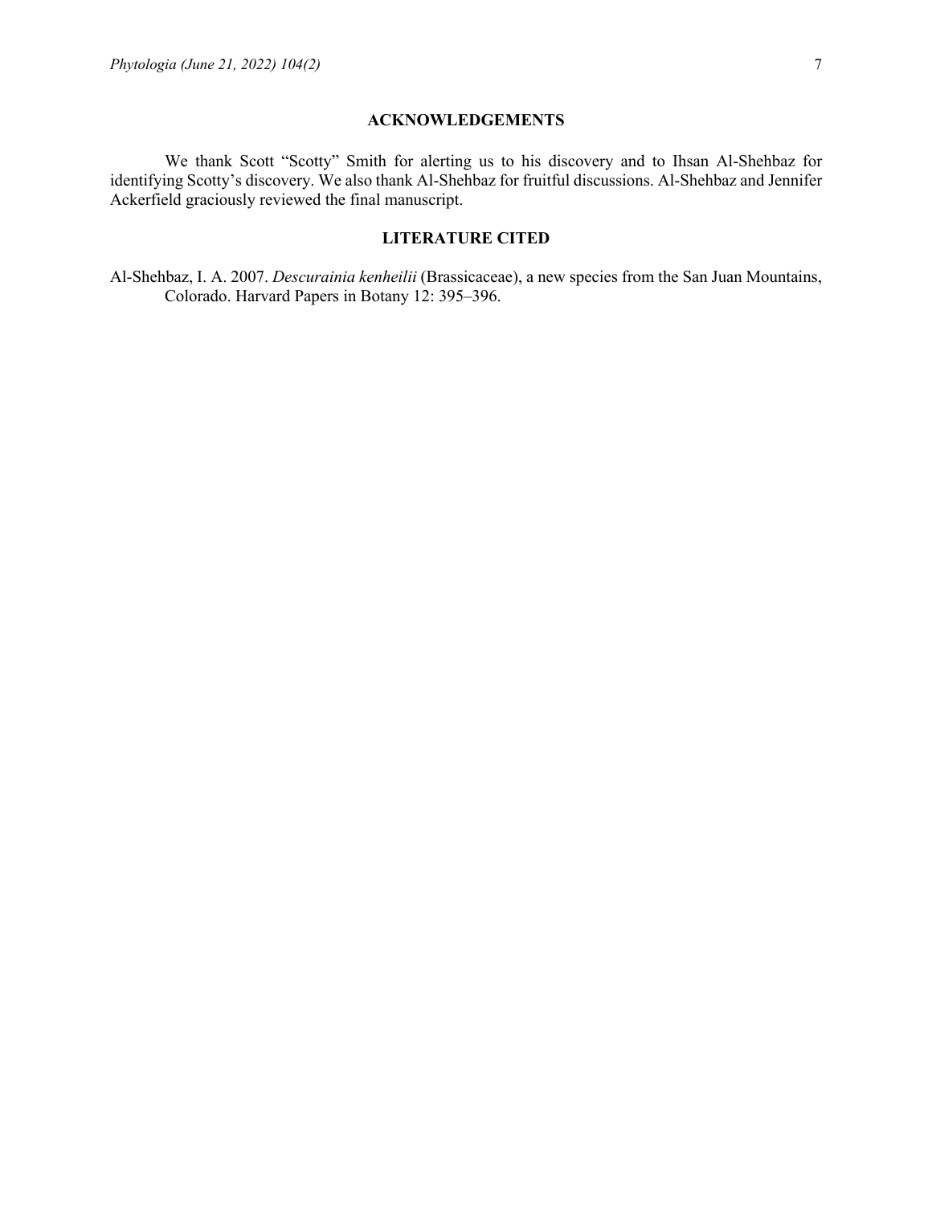## ACKNOWLEDGEMENTS

We thank Scott "Scotty" Smith for alerting us to his discovery and to Ihsan Al-Shehbaz for identifying Scotty's discovery. We also thank Al-Shehbaz for fruitful discussions. Al-Shehbaz and Jennifer Ackerfield graciously reviewed the final manuscript.

## LITERATURE CITED

Al-Shehbaz, I. A. 2007. *Descurainia kenheilii* (Brassicaceae), a new species from the San Juan Mountains, Colorado. Harvard Papers in Botany 12: 395–396.